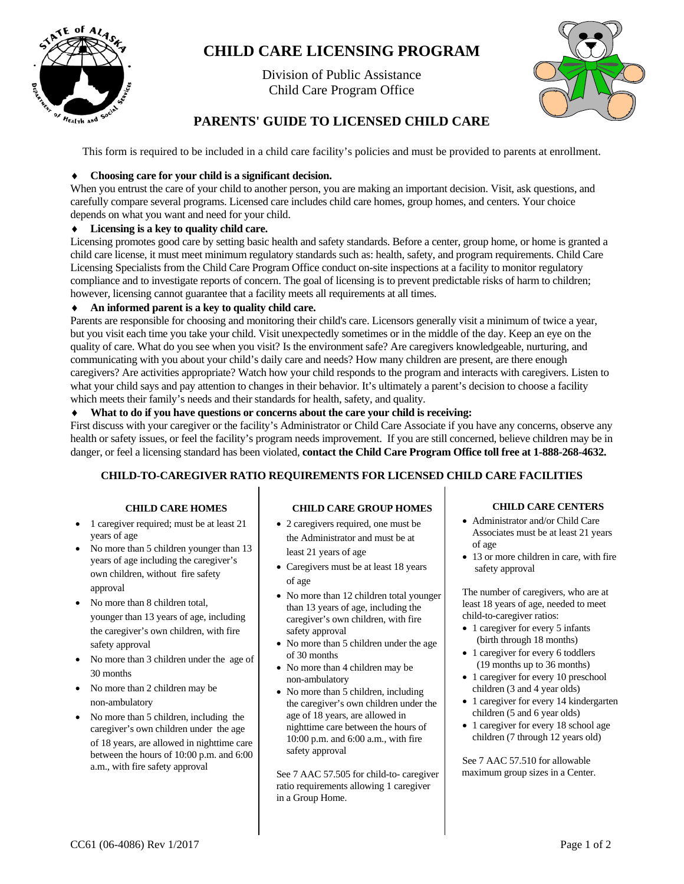# CHILD CARE LICENSING PROGRAM

Division of Public Assistance
Child Care Program Office

## PARENTS' GUIDE TO LICENSED CHILD CARE

This form is required to be included in a child care facility's policies and must be provided to parents at enrollment.

♦ **Choosing care for your child is a significant decision.**

When you entrust the care of your child to another person, you are making an important decision. Visit, ask questions, and carefully compare several programs. Licensed care includes child care homes, group homes, and centers. Your choice depends on what you want and need for your child.

♦ **Licensing is a key to quality child care.**

Licensing promotes good care by setting basic health and safety standards. Before a center, group home, or home is granted a child care license, it must meet minimum regulatory standards such as: health, safety, and program requirements. Child Care Licensing Specialists from the Child Care Program Office conduct on-site inspections at a facility to monitor regulatory compliance and to investigate reports of concern. The goal of licensing is to prevent predictable risks of harm to children; however, licensing cannot guarantee that a facility meets all requirements at all times.

♦ **An informed parent is a key to quality child care.**

Parents are responsible for choosing and monitoring their child's care. Licensors generally visit a minimum of twice a year, but you visit each time you take your child. Visit unexpectedly sometimes or in the middle of the day. Keep an eye on the quality of care. What do you see when you visit? Is the environment safe? Are caregivers knowledgeable, nurturing, and communicating with you about your child's daily care and needs? How many children are present, are there enough caregivers? Are activities appropriate? Watch how your child responds to the program and interacts with caregivers. Listen to what your child says and pay attention to changes in their behavior. It's ultimately a parent's decision to choose a facility which meets their family's needs and their standards for health, safety, and quality.

♦ **What to do if you have questions or concerns about the care your child is receiving:**

First discuss with your caregiver or the facility's Administrator or Child Care Associate if you have any concerns, observe any health or safety issues, or feel the facility's program needs improvement. If you are still concerned, believe children may be in danger, or feel a licensing standard has been violated, **contact the Child Care Program Office toll free at 1-888-268-4632.**

### CHILD-TO-CAREGIVER RATIO REQUIREMENTS FOR LICENSED CHILD CARE FACILITIES

#### CHILD CARE HOMES

- 1 caregiver required; must be at least 21 years of age
- No more than 5 children younger than 13 years of age including the caregiver's own children, without fire safety approval
- No more than 8 children total, younger than 13 years of age, including the caregiver's own children, with fire safety approval
- No more than 3 children under the age of 30 months
- No more than 2 children may be non-ambulatory
- No more than 5 children, including the caregiver's own children under the age of 18 years, are allowed in nighttime care between the hours of 10:00 p.m. and 6:00 a.m., with fire safety approval

#### CHILD CARE GROUP HOMES

- 2 caregivers required, one must be the Administrator and must be at least 21 years of age
- Caregivers must be at least 18 years of age
- No more than 12 children total younger than 13 years of age, including the caregiver's own children, with fire safety approval
- No more than 5 children under the age of 30 months
- No more than 4 children may be non-ambulatory
- No more than 5 children, including the caregiver's own children under the age of 18 years, are allowed in nighttime care between the hours of 10:00 p.m. and 6:00 a.m., with fire safety approval

See 7 AAC 57.505 for child-to- caregiver ratio requirements allowing 1 caregiver in a Group Home.

#### CHILD CARE CENTERS

- Administrator and/or Child Care Associates must be at least 21 years of age
- 13 or more children in care, with fire safety approval

The number of caregivers, who are at least 18 years of age, needed to meet child-to-caregiver ratios:

- 1 caregiver for every 5 infants (birth through 18 months)
- 1 caregiver for every 6 toddlers (19 months up to 36 months)
- 1 caregiver for every 10 preschool children (3 and 4 year olds)
- 1 caregiver for every 14 kindergarten children (5 and 6 year olds)
- 1 caregiver for every 18 school age children (7 through 12 years old)

See 7 AAC 57.510 for allowable maximum group sizes in a Center.

CC61 (06-4086) Rev 1/2017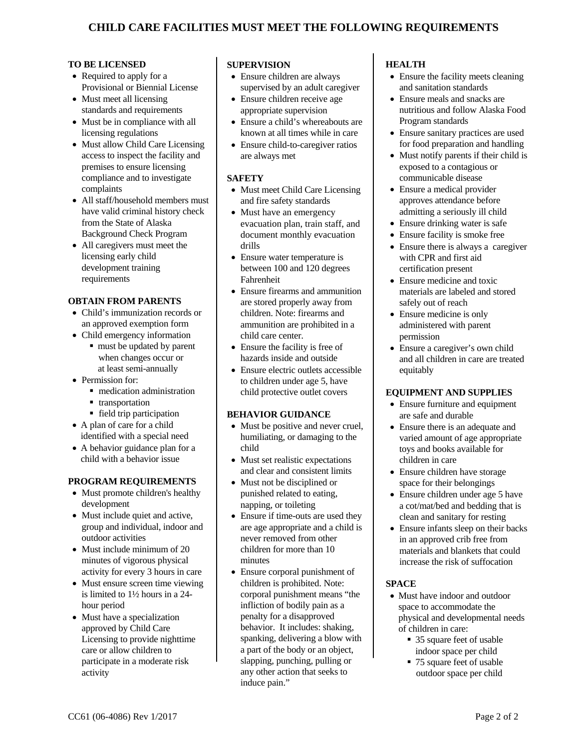# CHILD CARE FACILITIES MUST MEET THE FOLLOWING REQUIREMENTS

## TO BE LICENSED

- Required to apply for a Provisional or Biennial License
- Must meet all licensing standards and requirements
- Must be in compliance with all licensing regulations
- Must allow Child Care Licensing access to inspect the facility and premises to ensure licensing compliance and to investigate complaints
- All staff/household members must have valid criminal history check from the State of Alaska Background Check Program
- All caregivers must meet the licensing early child development training requirements

## OBTAIN FROM PARENTS

- Child's immunization records or an approved exemption form
- Child emergency information
  - must be updated by parent when changes occur or at least semi-annually
- Permission for:
  - medication administration
  - transportation
  - field trip participation
- A plan of care for a child identified with a special need
- A behavior guidance plan for a child with a behavior issue

## PROGRAM REQUIREMENTS

- Must promote children's healthy development
- Must include quiet and active, group and individual, indoor and outdoor activities
- Must include minimum of 20 minutes of vigorous physical activity for every 3 hours in care
- Must ensure screen time viewing is limited to 1½ hours in a 24-hour period
- Must have a specialization approved by Child Care Licensing to provide nighttime care or allow children to participate in a moderate risk activity

## SUPERVISION

- Ensure children are always supervised by an adult caregiver
- Ensure children receive age appropriate supervision
- Ensure a child's whereabouts are known at all times while in care
- Ensure child-to-caregiver ratios are always met

## SAFETY

- Must meet Child Care Licensing and fire safety standards
- Must have an emergency evacuation plan, train staff, and document monthly evacuation drills
- Ensure water temperature is between 100 and 120 degrees Fahrenheit
- Ensure firearms and ammunition are stored properly away from children. Note: firearms and ammunition are prohibited in a child care center.
- Ensure the facility is free of hazards inside and outside
- Ensure electric outlets accessible to children under age 5, have child protective outlet covers

## BEHAVIOR GUIDANCE

- Must be positive and never cruel, humiliating, or damaging to the child
- Must set realistic expectations and clear and consistent limits
- Must not be disciplined or punished related to eating, napping, or toileting
- Ensure if time-outs are used they are age appropriate and a child is never removed from other children for more than 10 minutes
- Ensure corporal punishment of children is prohibited. Note: corporal punishment means "the infliction of bodily pain as a penalty for a disapproved behavior. It includes: shaking, spanking, delivering a blow with a part of the body or an object, slapping, punching, pulling or any other action that seeks to induce pain."

## HEALTH

- Ensure the facility meets cleaning and sanitation standards
- Ensure meals and snacks are nutritious and follow Alaska Food Program standards
- Ensure sanitary practices are used for food preparation and handling
- Must notify parents if their child is exposed to a contagious or communicable disease
- Ensure a medical provider approves attendance before admitting a seriously ill child
- Ensure drinking water is safe
- Ensure facility is smoke free
- Ensure there is always a caregiver with CPR and first aid certification present
- Ensure medicine and toxic materials are labeled and stored safely out of reach
- Ensure medicine is only administered with parent permission
- Ensure a caregiver's own child and all children in care are treated equitably

## EQUIPMENT AND SUPPLIES

- Ensure furniture and equipment are safe and durable
- Ensure there is an adequate and varied amount of age appropriate toys and books available for children in care
- Ensure children have storage space for their belongings
- Ensure children under age 5 have a cot/mat/bed and bedding that is clean and sanitary for resting
- Ensure infants sleep on their backs in an approved crib free from materials and blankets that could increase the risk of suffocation

## SPACE

- Must have indoor and outdoor space to accommodate the physical and developmental needs of children in care:
  - 35 square feet of usable indoor space per child
  - 75 square feet of usable outdoor space per child

CC61 (06-4086) Rev 1/2017